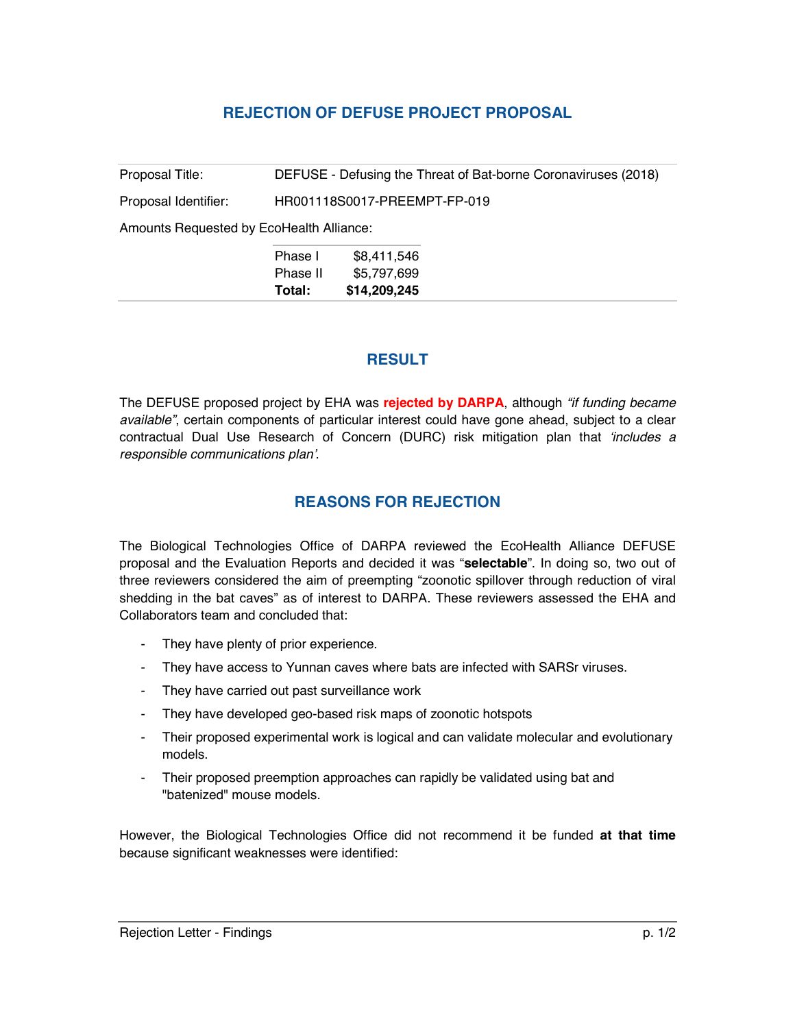# REJECTION OF DEFUSE PROJECT PROPOSAL

| | |
|---|---|
| Proposal Title: | DEFUSE - Defusing the Threat of Bat-borne Coronaviruses (2018) |
| Proposal Identifier: | HR001118S0017-PREEMPT-FP-019 |

Amounts Requested by EcoHealth Alliance:

| | |
|---|---|
| Phase I | $8,411,546 |
| Phase II | $5,797,699 |
| **Total:** | **$14,209,245** |

## RESULT

The DEFUSE proposed project by EHA was **rejected by DARPA**, although *"if funding became available"*, certain components of particular interest could have gone ahead, subject to a clear contractual Dual Use Research of Concern (DURC) risk mitigation plan that *'includes a responsible communications plan'*.

## REASONS FOR REJECTION

The Biological Technologies Office of DARPA reviewed the EcoHealth Alliance DEFUSE proposal and the Evaluation Reports and decided it was "**selectable**". In doing so, two out of three reviewers considered the aim of preempting "zoonotic spillover through reduction of viral shedding in the bat caves" as of interest to DARPA. These reviewers assessed the EHA and Collaborators team and concluded that:

- They have plenty of prior experience.
- They have access to Yunnan caves where bats are infected with SARSr viruses.
- They have carried out past surveillance work
- They have developed geo-based risk maps of zoonotic hotspots
- Their proposed experimental work is logical and can validate molecular and evolutionary models.
- Their proposed preemption approaches can rapidly be validated using bat and "batenized" mouse models.

However, the Biological Technologies Office did not recommend it be funded **at that time** because significant weaknesses were identified: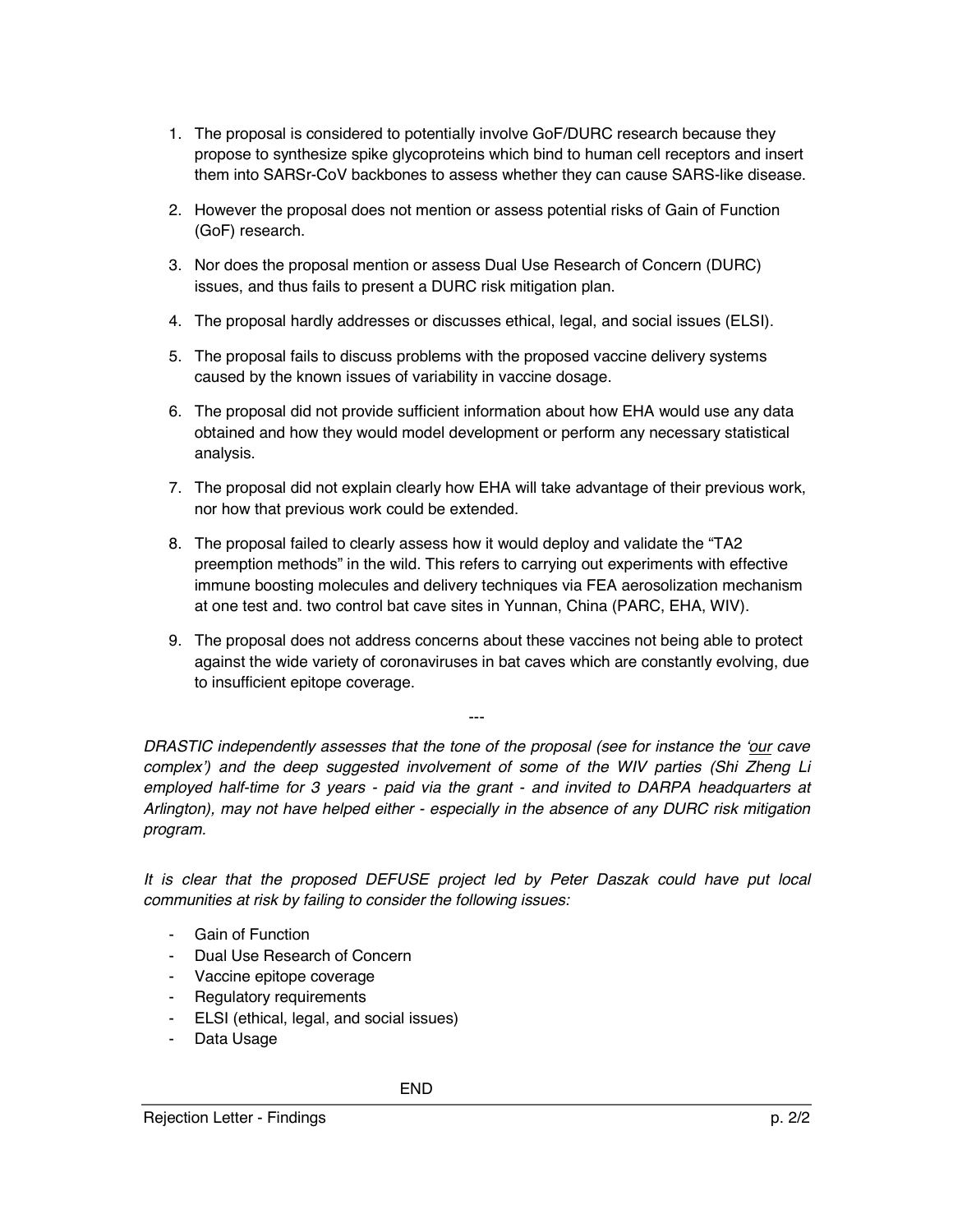1. The proposal is considered to potentially involve GoF/DURC research because they propose to synthesize spike glycoproteins which bind to human cell receptors and insert them into SARSr-CoV backbones to assess whether they can cause SARS-like disease.

2. However the proposal does not mention or assess potential risks of Gain of Function (GoF) research.

3. Nor does the proposal mention or assess Dual Use Research of Concern (DURC) issues, and thus fails to present a DURC risk mitigation plan.

4. The proposal hardly addresses or discusses ethical, legal, and social issues (ELSI).

5. The proposal fails to discuss problems with the proposed vaccine delivery systems caused by the known issues of variability in vaccine dosage.

6. The proposal did not provide sufficient information about how EHA would use any data obtained and how they would model development or perform any necessary statistical analysis.

7. The proposal did not explain clearly how EHA will take advantage of their previous work, nor how that previous work could be extended.

8. The proposal failed to clearly assess how it would deploy and validate the "TA2 preemption methods" in the wild. This refers to carrying out experiments with effective immune boosting molecules and delivery techniques via FEA aerosolization mechanism at one test and. two control bat cave sites in Yunnan, China (PARC, EHA, WIV).

9. The proposal does not address concerns about these vaccines not being able to protect against the wide variety of coronaviruses in bat caves which are constantly evolving, due to insufficient epitope coverage.

---

*DRASTIC independently assesses that the tone of the proposal (see for instance the 'our cave complex') and the deep suggested involvement of some of the WIV parties (Shi Zheng Li employed half-time for 3 years - paid via the grant - and invited to DARPA headquarters at Arlington), may not have helped either - especially in the absence of any DURC risk mitigation program.*

*It is clear that the proposed DEFUSE project led by Peter Daszak could have put local communities at risk by failing to consider the following issues:*

- Gain of Function
- Dual Use Research of Concern
- Vaccine epitope coverage
- Regulatory requirements
- ELSI (ethical, legal, and social issues)
- Data Usage

END